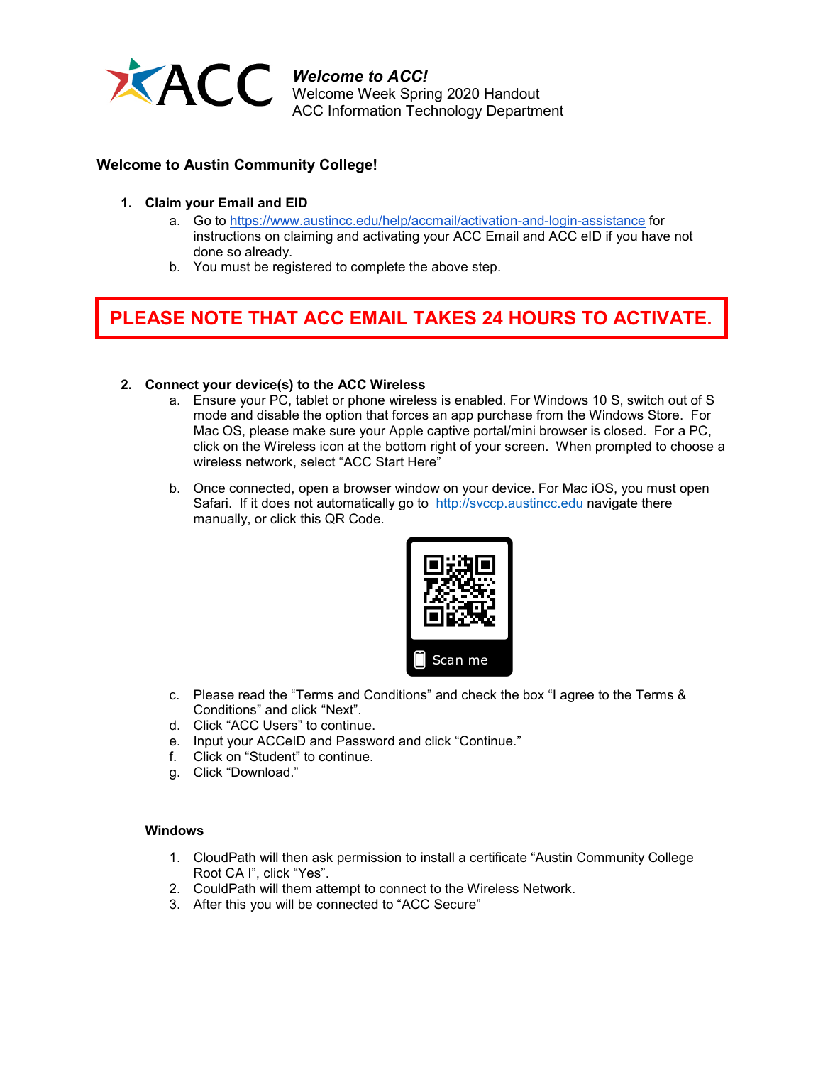***Welcome to ACC!***
Welcome Week Spring 2020 Handout
ACC Information Technology Department

**Welcome to Austin Community College!**

1. **Claim your Email and EID**
   a. Go to https://www.austincc.edu/help/accmail/activation-and-login-assistance for instructions on claiming and activating your ACC Email and ACC eID if you have not done so already.
   b. You must be registered to complete the above step.

**PLEASE NOTE THAT ACC EMAIL TAKES 24 HOURS TO ACTIVATE.**

2. **Connect your device(s) to the ACC Wireless**
   a. Ensure your PC, tablet or phone wireless is enabled. For Windows 10 S, switch out of S mode and disable the option that forces an app purchase from the Windows Store. For Mac OS, please make sure your Apple captive portal/mini browser is closed. For a PC, click on the Wireless icon at the bottom right of your screen. When prompted to choose a wireless network, select "ACC Start Here"

   b. Once connected, open a browser window on your device. For Mac iOS, you must open Safari. If it does not automatically go to http://svccp.austincc.edu navigate there manually, or click this QR Code.

   Scan me

   c. Please read the "Terms and Conditions" and check the box "I agree to the Terms & Conditions" and click "Next".
   d. Click "ACC Users" to continue.
   e. Input your ACCeID and Password and click "Continue."
   f. Click on "Student" to continue.
   g. Click "Download."

**Windows**

1. CloudPath will then ask permission to install a certificate "Austin Community College Root CA I", click "Yes".
2. CouldPath will them attempt to connect to the Wireless Network.
3. After this you will be connected to "ACC Secure"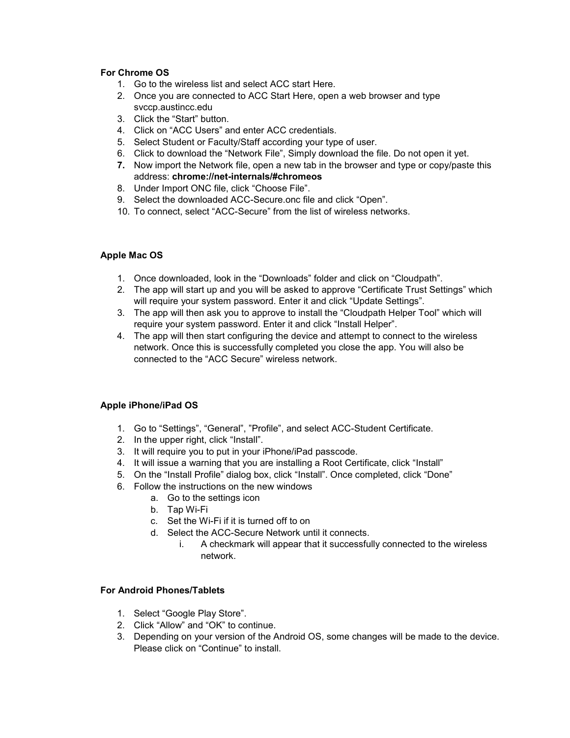**For Chrome OS**

1. Go to the wireless list and select ACC start Here.
2. Once you are connected to ACC Start Here, open a web browser and type svccp.austincc.edu
3. Click the “Start” button.
4. Click on “ACC Users” and enter ACC credentials.
5. Select Student or Faculty/Staff according your type of user.
6. Click to download the “Network File”, Simply download the file. Do not open it yet.
7. Now import the Network file, open a new tab in the browser and type or copy/paste this address: **chrome://net-internals/#chromeos**
8. Under Import ONC file, click “Choose File”.
9. Select the downloaded ACC-Secure.onc file and click “Open”.
10. To connect, select “ACC-Secure” from the list of wireless networks.

**Apple Mac OS**

1. Once downloaded, look in the “Downloads” folder and click on “Cloudpath”.
2. The app will start up and you will be asked to approve “Certificate Trust Settings” which will require your system password. Enter it and click “Update Settings”.
3. The app will then ask you to approve to install the “Cloudpath Helper Tool” which will require your system password. Enter it and click “Install Helper”.
4. The app will then start configuring the device and attempt to connect to the wireless network. Once this is successfully completed you close the app. You will also be connected to the “ACC Secure” wireless network.

**Apple iPhone/iPad OS**

1. Go to “Settings”, “General”, ”Profile”, and select ACC-Student Certificate.
2. In the upper right, click “Install”.
3. It will require you to put in your iPhone/iPad passcode.
4. It will issue a warning that you are installing a Root Certificate, click “Install”
5. On the “Install Profile” dialog box, click “Install”. Once completed, click “Done”
6. Follow the instructions on the new windows
   a. Go to the settings icon
   b. Tap Wi-Fi
   c. Set the Wi-Fi if it is turned off to on
   d. Select the ACC-Secure Network until it connects.
      i. A checkmark will appear that it successfully connected to the wireless network.

**For Android Phones/Tablets**

1. Select “Google Play Store”.
2. Click “Allow” and “OK” to continue.
3. Depending on your version of the Android OS, some changes will be made to the device. Please click on “Continue” to install.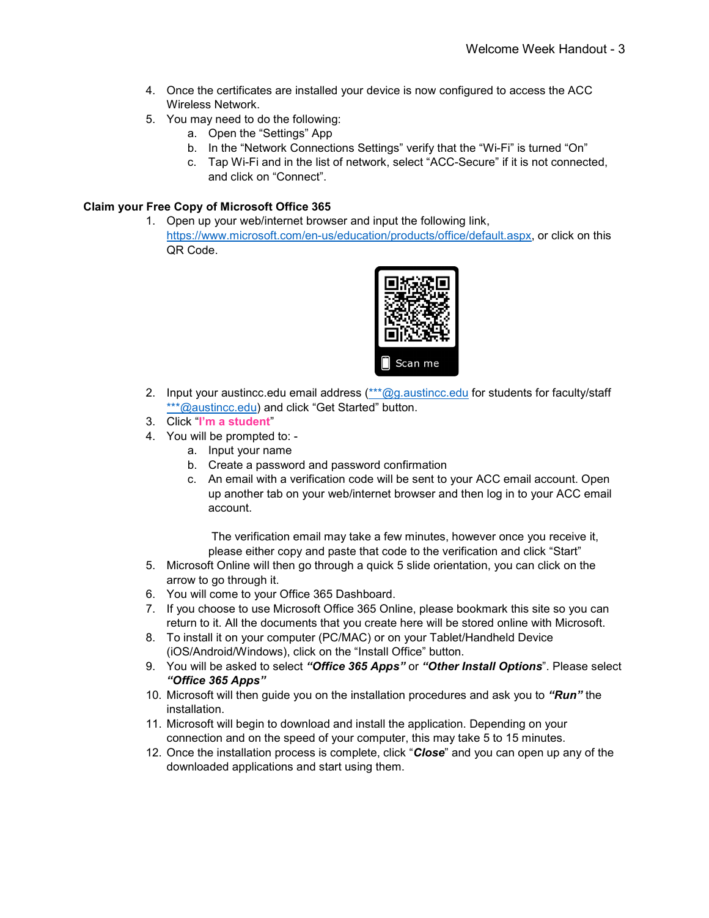4. Once the certificates are installed your device is now configured to access the ACC Wireless Network.
5. You may need to do the following:
   a. Open the "Settings" App
   b. In the "Network Connections Settings" verify that the "Wi-Fi" is turned "On"
   c. Tap Wi-Fi and in the list of network, select "ACC-Secure" if it is not connected, and click on "Connect".

**Claim your Free Copy of Microsoft Office 365**

1. Open up your web/internet browser and input the following link, https://www.microsoft.com/en-us/education/products/office/default.aspx, or click on this QR Code.

   Scan me

2. Input your austincc.edu email address (***@g.austincc.edu for students for faculty/staff ***@austincc.edu) and click "Get Started" button.
3. Click "**I'm a student**"
4. You will be prompted to: -
   a. Input your name
   b. Create a password and password confirmation
   c. An email with a verification code will be sent to your ACC email account. Open up another tab on your web/internet browser and then log in to your ACC email account.

      The verification email may take a few minutes, however once you receive it, please either copy and paste that code to the verification and click "Start"
5. Microsoft Online will then go through a quick 5 slide orientation, you can click on the arrow to go through it.
6. You will come to your Office 365 Dashboard.
7. If you choose to use Microsoft Office 365 Online, please bookmark this site so you can return to it. All the documents that you create here will be stored online with Microsoft.
8. To install it on your computer (PC/MAC) or on your Tablet/Handheld Device (iOS/Android/Windows), click on the "Install Office" button.
9. You will be asked to select ***"Office 365 Apps"*** or ***"Other Install Options***". Please select ***"Office 365 Apps"***
10. Microsoft will then guide you on the installation procedures and ask you to ***"Run"*** the installation.
11. Microsoft will begin to download and install the application. Depending on your connection and on the speed of your computer, this may take 5 to 15 minutes.
12. Once the installation process is complete, click "***Close***" and you can open up any of the downloaded applications and start using them.